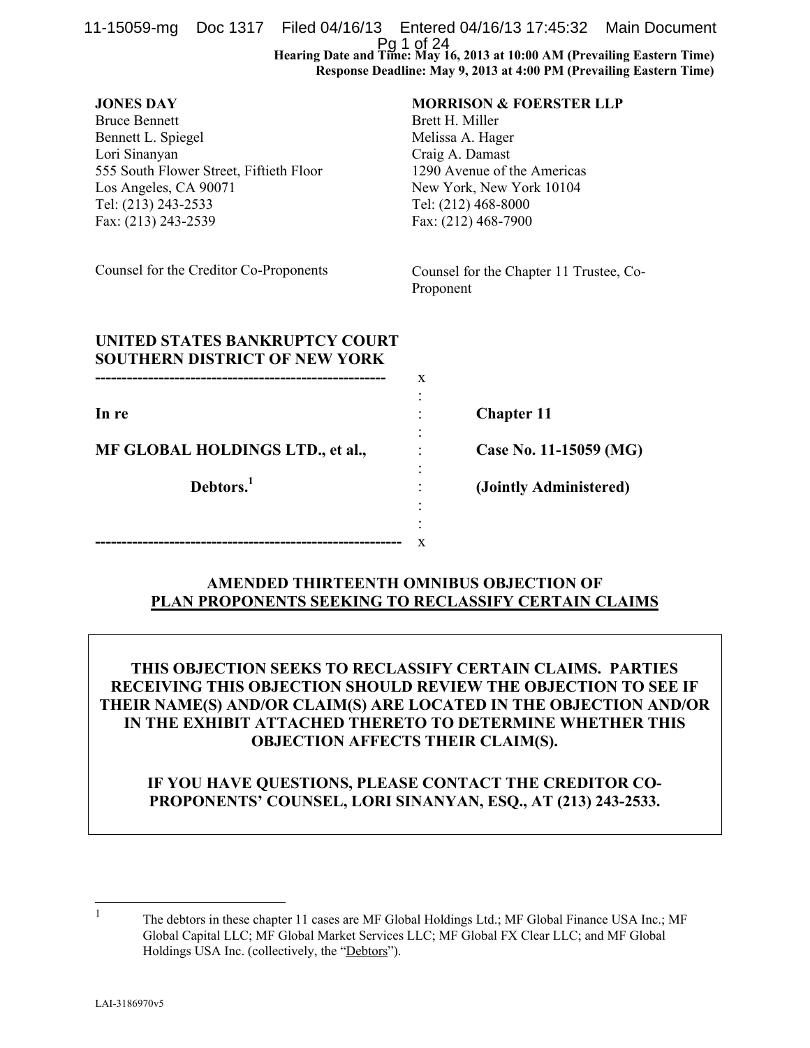Hearing Date and Time: May 16, 2013 at 10:00 AM (Prevailing Eastern Time)
Response Deadline: May 9, 2013 at 4:00 PM (Prevailing Eastern Time)

**JONES DAY**
Bruce Bennett
Bennett L. Spiegel
Lori Sinanyan
555 South Flower Street, Fiftieth Floor
Los Angeles, CA 90071
Tel: (213) 243-2533
Fax: (213) 243-2539

Counsel for the Creditor Co-Proponents

**MORRISON & FOERSTER LLP**
Brett H. Miller
Melissa A. Hager
Craig A. Damast
1290 Avenue of the Americas
New York, New York 10104
Tel: (212) 468-8000
Fax: (212) 468-7900

Counsel for the Chapter 11 Trustee, Co-Proponent

**UNITED STATES BANKRUPTCY COURT**
**SOUTHERN DISTRICT OF NEW YORK**

| | | |
|---|---|---|
| **In re** | : | **Chapter 11** |
| **MF GLOBAL HOLDINGS LTD., et al.,** | : | **Case No. 11-15059 (MG)** |
| **Debtors.**[1] | : | **(Jointly Administered)** |

**AMENDED THIRTEENTH OMNIBUS OBJECTION OF**
**PLAN PROPONENTS SEEKING TO RECLASSIFY CERTAIN CLAIMS**

**THIS OBJECTION SEEKS TO RECLASSIFY CERTAIN CLAIMS. PARTIES RECEIVING THIS OBJECTION SHOULD REVIEW THE OBJECTION TO SEE IF THEIR NAME(S) AND/OR CLAIM(S) ARE LOCATED IN THE OBJECTION AND/OR IN THE EXHIBIT ATTACHED THERETO TO DETERMINE WHETHER THIS OBJECTION AFFECTS THEIR CLAIM(S).**

**IF YOU HAVE QUESTIONS, PLEASE CONTACT THE CREDITOR CO-PROPONENTS' COUNSEL, LORI SINANYAN, ESQ., AT (213) 243-2533.**

---

[1] The debtors in these chapter 11 cases are MF Global Holdings Ltd.; MF Global Finance USA Inc.; MF Global Capital LLC; MF Global Market Services LLC; MF Global FX Clear LLC; and MF Global Holdings USA Inc. (collectively, the "Debtors").

LAI-3186970v5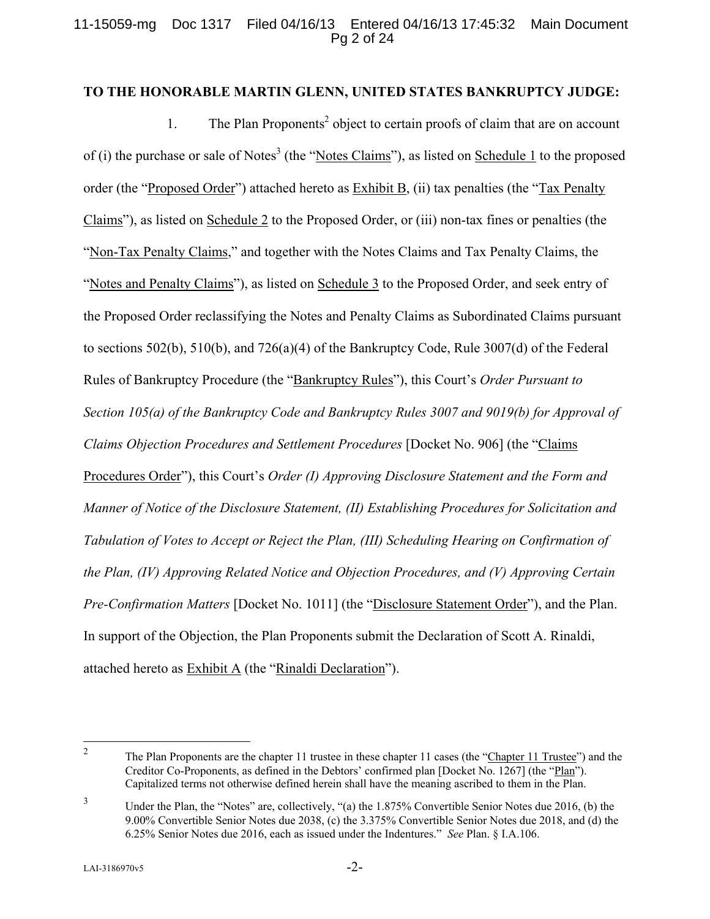**TO THE HONORABLE MARTIN GLENN, UNITED STATES BANKRUPTCY JUDGE:**

1. The Plan Proponents[2] object to certain proofs of claim that are on account of (i) the purchase or sale of Notes[3] (the "Notes Claims"), as listed on Schedule 1 to the proposed order (the "Proposed Order") attached hereto as Exhibit B, (ii) tax penalties (the "Tax Penalty Claims"), as listed on Schedule 2 to the Proposed Order, or (iii) non-tax fines or penalties (the "Non-Tax Penalty Claims," and together with the Notes Claims and Tax Penalty Claims, the "Notes and Penalty Claims"), as listed on Schedule 3 to the Proposed Order, and seek entry of the Proposed Order reclassifying the Notes and Penalty Claims as Subordinated Claims pursuant to sections 502(b), 510(b), and 726(a)(4) of the Bankruptcy Code, Rule 3007(d) of the Federal Rules of Bankruptcy Procedure (the "Bankruptcy Rules"), this Court's *Order Pursuant to Section 105(a) of the Bankruptcy Code and Bankruptcy Rules 3007 and 9019(b) for Approval of Claims Objection Procedures and Settlement Procedures* [Docket No. 906] (the "Claims Procedures Order"), this Court's *Order (I) Approving Disclosure Statement and the Form and Manner of Notice of the Disclosure Statement, (II) Establishing Procedures for Solicitation and Tabulation of Votes to Accept or Reject the Plan, (III) Scheduling Hearing on Confirmation of the Plan, (IV) Approving Related Notice and Objection Procedures, and (V) Approving Certain Pre-Confirmation Matters* [Docket No. 1011] (the "Disclosure Statement Order"), and the Plan. In support of the Objection, the Plan Proponents submit the Declaration of Scott A. Rinaldi, attached hereto as Exhibit A (the "Rinaldi Declaration").

---

[2] The Plan Proponents are the chapter 11 trustee in these chapter 11 cases (the "Chapter 11 Trustee") and the Creditor Co-Proponents, as defined in the Debtors' confirmed plan [Docket No. 1267] (the "Plan"). Capitalized terms not otherwise defined herein shall have the meaning ascribed to them in the Plan.

[3] Under the Plan, the "Notes" are, collectively, "(a) the 1.875% Convertible Senior Notes due 2016, (b) the 9.00% Convertible Senior Notes due 2038, (c) the 3.375% Convertible Senior Notes due 2018, and (d) the 6.25% Senior Notes due 2016, each as issued under the Indentures." *See* Plan. § I.A.106.

LAI-3186970v5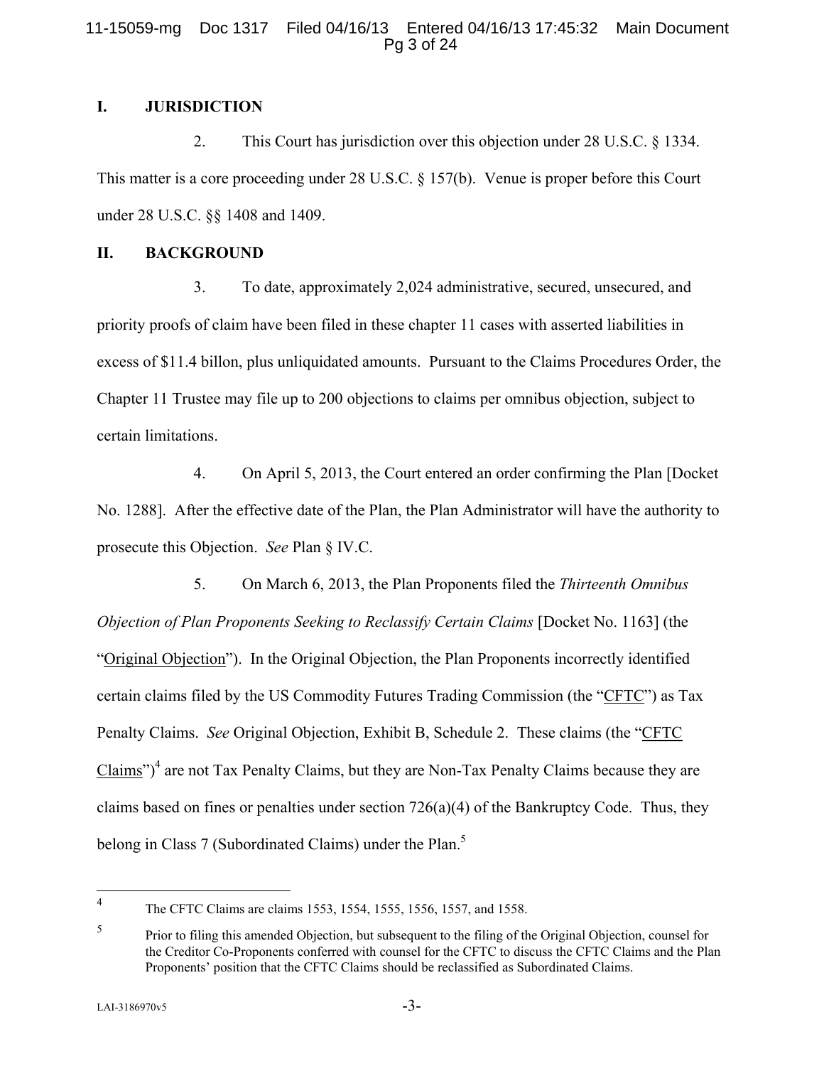## I. JURISDICTION

2. This Court has jurisdiction over this objection under 28 U.S.C. § 1334. This matter is a core proceeding under 28 U.S.C. § 157(b). Venue is proper before this Court under 28 U.S.C. §§ 1408 and 1409.

## II. BACKGROUND

3. To date, approximately 2,024 administrative, secured, unsecured, and priority proofs of claim have been filed in these chapter 11 cases with asserted liabilities in excess of $11.4 billon, plus unliquidated amounts. Pursuant to the Claims Procedures Order, the Chapter 11 Trustee may file up to 200 objections to claims per omnibus objection, subject to certain limitations.

4. On April 5, 2013, the Court entered an order confirming the Plan [Docket No. 1288]. After the effective date of the Plan, the Plan Administrator will have the authority to prosecute this Objection. *See* Plan § IV.C.

5. On March 6, 2013, the Plan Proponents filed the *Thirteenth Omnibus Objection of Plan Proponents Seeking to Reclassify Certain Claims* [Docket No. 1163] (the "Original Objection"). In the Original Objection, the Plan Proponents incorrectly identified certain claims filed by the US Commodity Futures Trading Commission (the "CFTC") as Tax Penalty Claims. *See* Original Objection, Exhibit B, Schedule 2. These claims (the "CFTC Claims")[4] are not Tax Penalty Claims, but they are Non-Tax Penalty Claims because they are claims based on fines or penalties under section 726(a)(4) of the Bankruptcy Code. Thus, they belong in Class 7 (Subordinated Claims) under the Plan.[5]

---

[4] The CFTC Claims are claims 1553, 1554, 1555, 1556, 1557, and 1558.

[5] Prior to filing this amended Objection, but subsequent to the filing of the Original Objection, counsel for the Creditor Co-Proponents conferred with counsel for the CFTC to discuss the CFTC Claims and the Plan Proponents' position that the CFTC Claims should be reclassified as Subordinated Claims.

LAI-3186970v5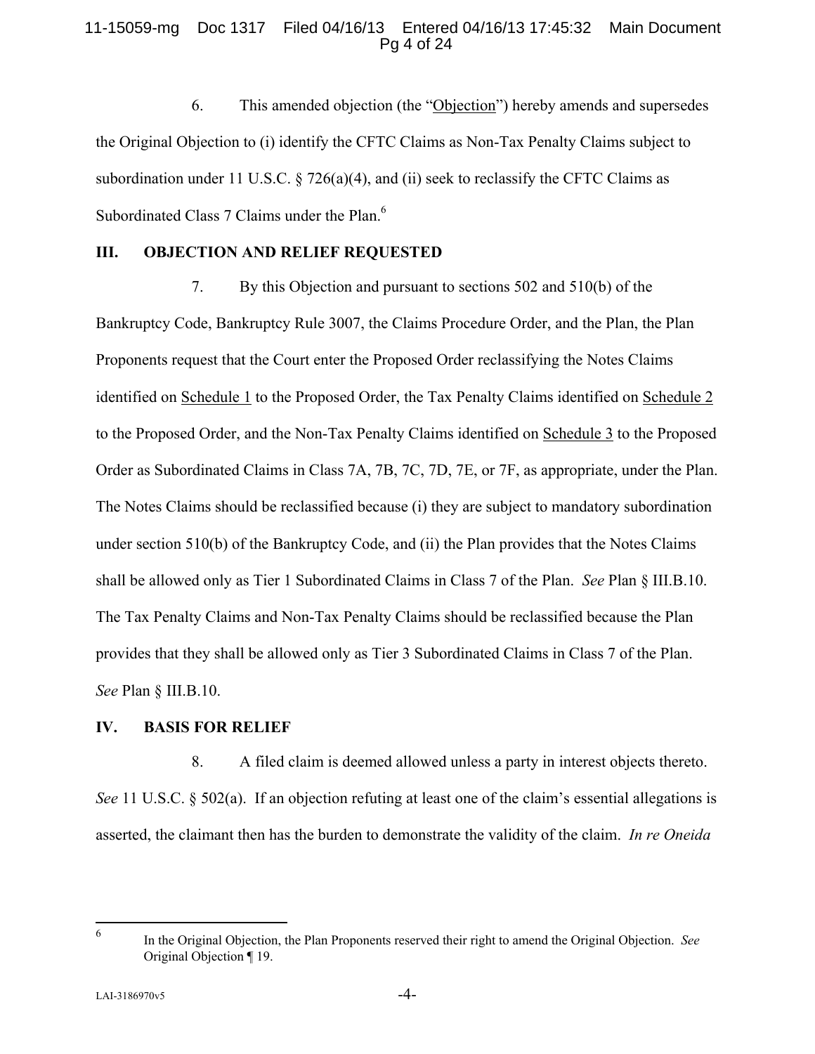6. This amended objection (the "Objection") hereby amends and supersedes the Original Objection to (i) identify the CFTC Claims as Non-Tax Penalty Claims subject to subordination under 11 U.S.C. § 726(a)(4), and (ii) seek to reclassify the CFTC Claims as Subordinated Class 7 Claims under the Plan.[6]

## III. OBJECTION AND RELIEF REQUESTED

7. By this Objection and pursuant to sections 502 and 510(b) of the Bankruptcy Code, Bankruptcy Rule 3007, the Claims Procedure Order, and the Plan, the Plan Proponents request that the Court enter the Proposed Order reclassifying the Notes Claims identified on Schedule 1 to the Proposed Order, the Tax Penalty Claims identified on Schedule 2 to the Proposed Order, and the Non-Tax Penalty Claims identified on Schedule 3 to the Proposed Order as Subordinated Claims in Class 7A, 7B, 7C, 7D, 7E, or 7F, as appropriate, under the Plan. The Notes Claims should be reclassified because (i) they are subject to mandatory subordination under section 510(b) of the Bankruptcy Code, and (ii) the Plan provides that the Notes Claims shall be allowed only as Tier 1 Subordinated Claims in Class 7 of the Plan. *See* Plan § III.B.10. The Tax Penalty Claims and Non-Tax Penalty Claims should be reclassified because the Plan provides that they shall be allowed only as Tier 3 Subordinated Claims in Class 7 of the Plan. *See* Plan § III.B.10.

## IV. BASIS FOR RELIEF

8. A filed claim is deemed allowed unless a party in interest objects thereto. *See* 11 U.S.C. § 502(a). If an objection refuting at least one of the claim's essential allegations is asserted, the claimant then has the burden to demonstrate the validity of the claim. *In re Oneida*

---

[6] In the Original Objection, the Plan Proponents reserved their right to amend the Original Objection. *See* Original Objection ¶ 19.

LAI-3186970v5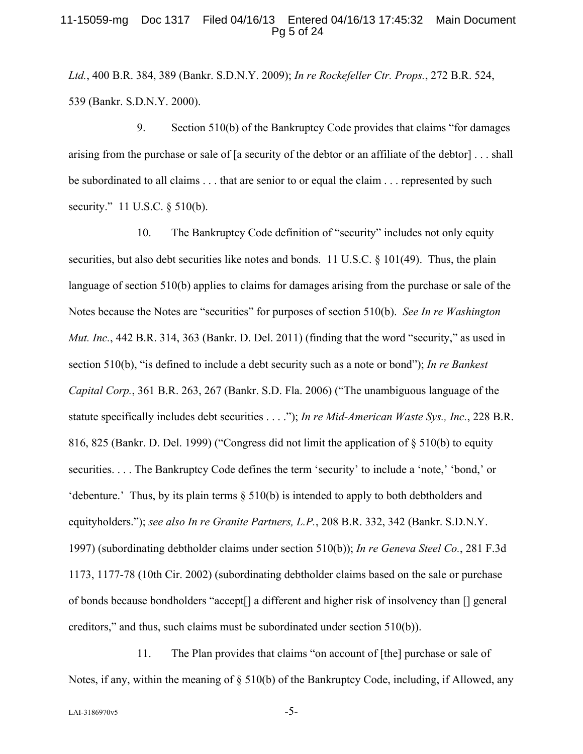*Ltd.*, 400 B.R. 384, 389 (Bankr. S.D.N.Y. 2009); *In re Rockefeller Ctr. Props.*, 272 B.R. 524, 539 (Bankr. S.D.N.Y. 2000).

9. Section 510(b) of the Bankruptcy Code provides that claims "for damages arising from the purchase or sale of [a security of the debtor or an affiliate of the debtor] . . . shall be subordinated to all claims . . . that are senior to or equal the claim . . . represented by such security." 11 U.S.C. § 510(b).

10. The Bankruptcy Code definition of "security" includes not only equity securities, but also debt securities like notes and bonds. 11 U.S.C. § 101(49). Thus, the plain language of section 510(b) applies to claims for damages arising from the purchase or sale of the Notes because the Notes are "securities" for purposes of section 510(b). *See In re Washington Mut. Inc.*, 442 B.R. 314, 363 (Bankr. D. Del. 2011) (finding that the word "security," as used in section 510(b), "is defined to include a debt security such as a note or bond"); *In re Bankest Capital Corp.*, 361 B.R. 263, 267 (Bankr. S.D. Fla. 2006) ("The unambiguous language of the statute specifically includes debt securities . . . ."); *In re Mid-American Waste Sys., Inc.*, 228 B.R. 816, 825 (Bankr. D. Del. 1999) ("Congress did not limit the application of § 510(b) to equity securities. . . . The Bankruptcy Code defines the term 'security' to include a 'note,' 'bond,' or 'debenture.' Thus, by its plain terms § 510(b) is intended to apply to both debtholders and equityholders."); *see also In re Granite Partners, L.P.*, 208 B.R. 332, 342 (Bankr. S.D.N.Y. 1997) (subordinating debtholder claims under section 510(b)); *In re Geneva Steel Co.*, 281 F.3d 1173, 1177-78 (10th Cir. 2002) (subordinating debtholder claims based on the sale or purchase of bonds because bondholders "accept[] a different and higher risk of insolvency than [] general creditors," and thus, such claims must be subordinated under section 510(b)).

11. The Plan provides that claims "on account of [the] purchase or sale of Notes, if any, within the meaning of § 510(b) of the Bankruptcy Code, including, if Allowed, any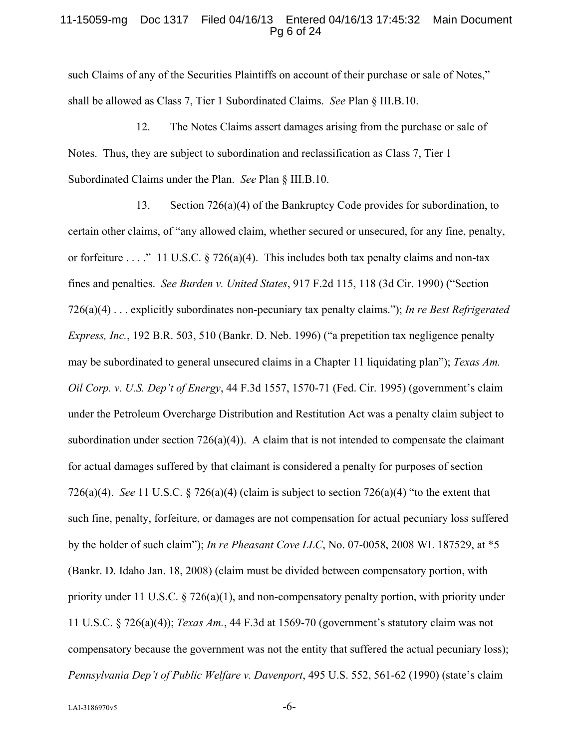such Claims of any of the Securities Plaintiffs on account of their purchase or sale of Notes," shall be allowed as Class 7, Tier 1 Subordinated Claims. *See* Plan § III.B.10.

12. The Notes Claims assert damages arising from the purchase or sale of Notes. Thus, they are subject to subordination and reclassification as Class 7, Tier 1 Subordinated Claims under the Plan. *See* Plan § III.B.10.

13. Section 726(a)(4) of the Bankruptcy Code provides for subordination, to certain other claims, of "any allowed claim, whether secured or unsecured, for any fine, penalty, or forfeiture . . . ." 11 U.S.C. § 726(a)(4). This includes both tax penalty claims and non-tax fines and penalties. *See Burden v. United States*, 917 F.2d 115, 118 (3d Cir. 1990) ("Section 726(a)(4) . . . explicitly subordinates non-pecuniary tax penalty claims."); *In re Best Refrigerated Express, Inc.*, 192 B.R. 503, 510 (Bankr. D. Neb. 1996) ("a prepetition tax negligence penalty may be subordinated to general unsecured claims in a Chapter 11 liquidating plan"); *Texas Am. Oil Corp. v. U.S. Dep't of Energy*, 44 F.3d 1557, 1570-71 (Fed. Cir. 1995) (government's claim under the Petroleum Overcharge Distribution and Restitution Act was a penalty claim subject to subordination under section 726(a)(4)). A claim that is not intended to compensate the claimant for actual damages suffered by that claimant is considered a penalty for purposes of section 726(a)(4). *See* 11 U.S.C. § 726(a)(4) (claim is subject to section 726(a)(4) "to the extent that such fine, penalty, forfeiture, or damages are not compensation for actual pecuniary loss suffered by the holder of such claim"); *In re Pheasant Cove LLC*, No. 07-0058, 2008 WL 187529, at *5 (Bankr. D. Idaho Jan. 18, 2008) (claim must be divided between compensatory portion, with priority under 11 U.S.C. § 726(a)(1), and non-compensatory penalty portion, with priority under 11 U.S.C. § 726(a)(4)); *Texas Am.*, 44 F.3d at 1569-70 (government's statutory claim was not compensatory because the government was not the entity that suffered the actual pecuniary loss); *Pennsylvania Dep't of Public Welfare v. Davenport*, 495 U.S. 552, 561-62 (1990) (state's claim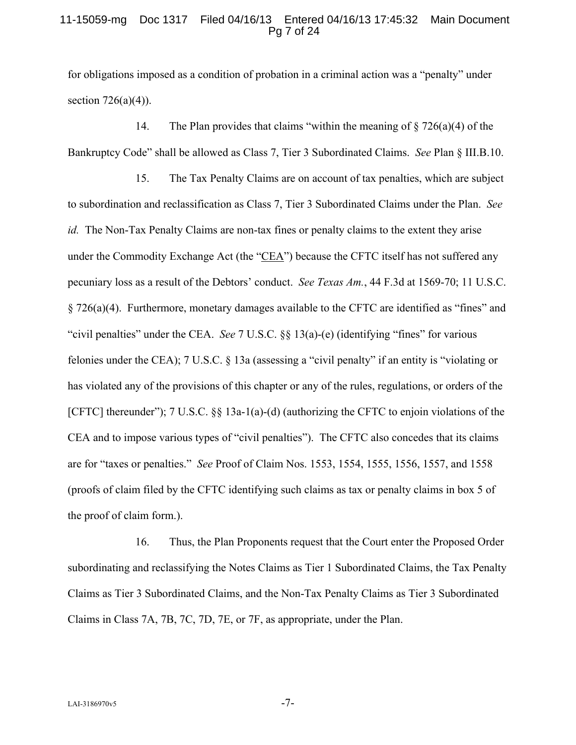for obligations imposed as a condition of probation in a criminal action was a "penalty" under section 726(a)(4)).

14. The Plan provides that claims "within the meaning of § 726(a)(4) of the Bankruptcy Code" shall be allowed as Class 7, Tier 3 Subordinated Claims. *See* Plan § III.B.10.

15. The Tax Penalty Claims are on account of tax penalties, which are subject to subordination and reclassification as Class 7, Tier 3 Subordinated Claims under the Plan. *See id.* The Non-Tax Penalty Claims are non-tax fines or penalty claims to the extent they arise under the Commodity Exchange Act (the "CEA") because the CFTC itself has not suffered any pecuniary loss as a result of the Debtors' conduct. *See Texas Am.*, 44 F.3d at 1569-70; 11 U.S.C. § 726(a)(4). Furthermore, monetary damages available to the CFTC are identified as "fines" and "civil penalties" under the CEA. *See* 7 U.S.C. §§ 13(a)-(e) (identifying "fines" for various felonies under the CEA); 7 U.S.C. § 13a (assessing a "civil penalty" if an entity is "violating or has violated any of the provisions of this chapter or any of the rules, regulations, or orders of the [CFTC] thereunder"); 7 U.S.C. §§ 13a-1(a)-(d) (authorizing the CFTC to enjoin violations of the CEA and to impose various types of "civil penalties"). The CFTC also concedes that its claims are for "taxes or penalties." *See* Proof of Claim Nos. 1553, 1554, 1555, 1556, 1557, and 1558 (proofs of claim filed by the CFTC identifying such claims as tax or penalty claims in box 5 of the proof of claim form.).

16. Thus, the Plan Proponents request that the Court enter the Proposed Order subordinating and reclassifying the Notes Claims as Tier 1 Subordinated Claims, the Tax Penalty Claims as Tier 3 Subordinated Claims, and the Non-Tax Penalty Claims as Tier 3 Subordinated Claims in Class 7A, 7B, 7C, 7D, 7E, or 7F, as appropriate, under the Plan.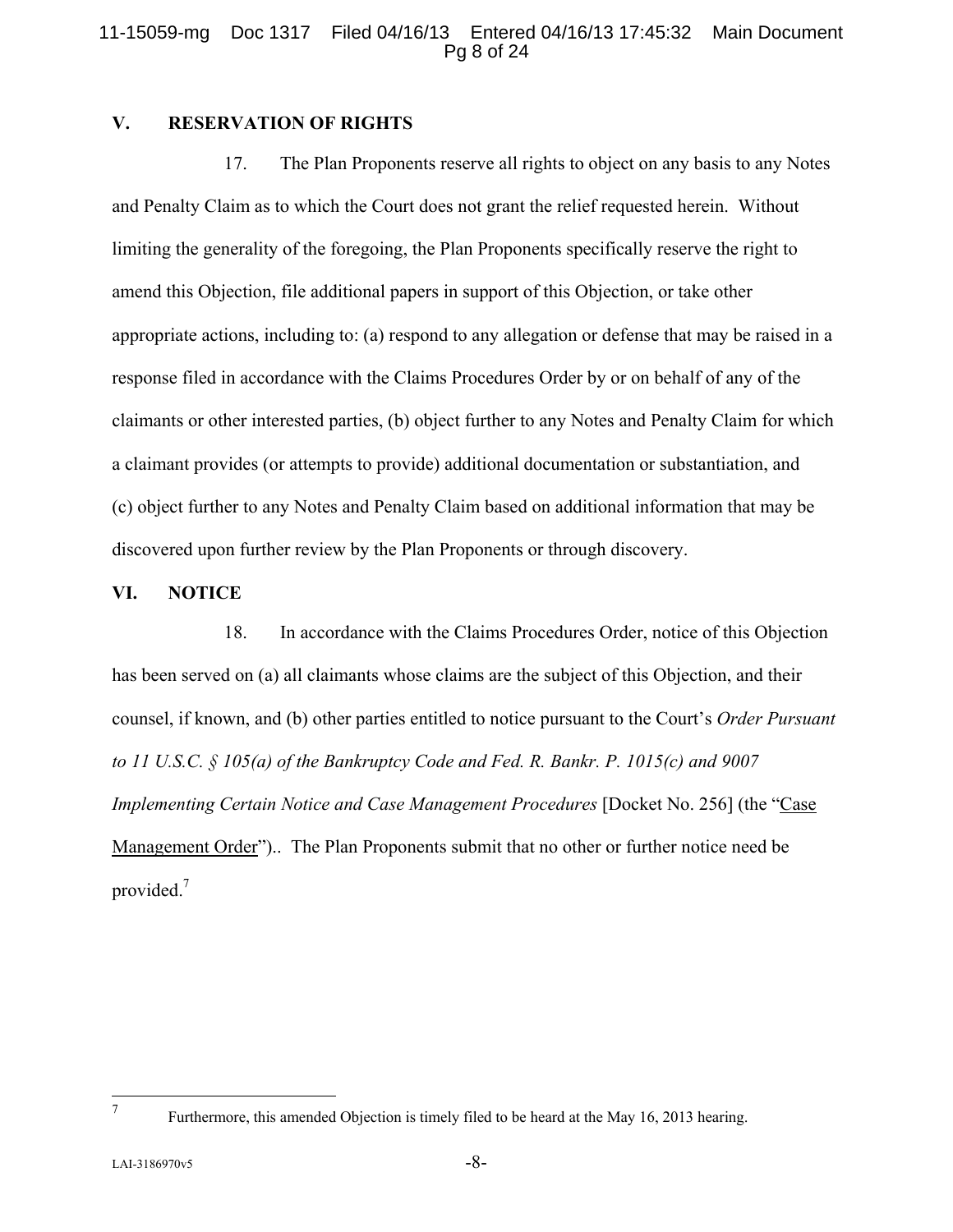## V. RESERVATION OF RIGHTS

17. The Plan Proponents reserve all rights to object on any basis to any Notes and Penalty Claim as to which the Court does not grant the relief requested herein. Without limiting the generality of the foregoing, the Plan Proponents specifically reserve the right to amend this Objection, file additional papers in support of this Objection, or take other appropriate actions, including to: (a) respond to any allegation or defense that may be raised in a response filed in accordance with the Claims Procedures Order by or on behalf of any of the claimants or other interested parties, (b) object further to any Notes and Penalty Claim for which a claimant provides (or attempts to provide) additional documentation or substantiation, and (c) object further to any Notes and Penalty Claim based on additional information that may be discovered upon further review by the Plan Proponents or through discovery.

## VI. NOTICE

18. In accordance with the Claims Procedures Order, notice of this Objection has been served on (a) all claimants whose claims are the subject of this Objection, and their counsel, if known, and (b) other parties entitled to notice pursuant to the Court's *Order Pursuant to 11 U.S.C. § 105(a) of the Bankruptcy Code and Fed. R. Bankr. P. 1015(c) and 9007 Implementing Certain Notice and Case Management Procedures* [Docket No. 256] (the "Case Management Order").. The Plan Proponents submit that no other or further notice need be provided.[7]

---

[7] Furthermore, this amended Objection is timely filed to be heard at the May 16, 2013 hearing.

LAI-3186970v5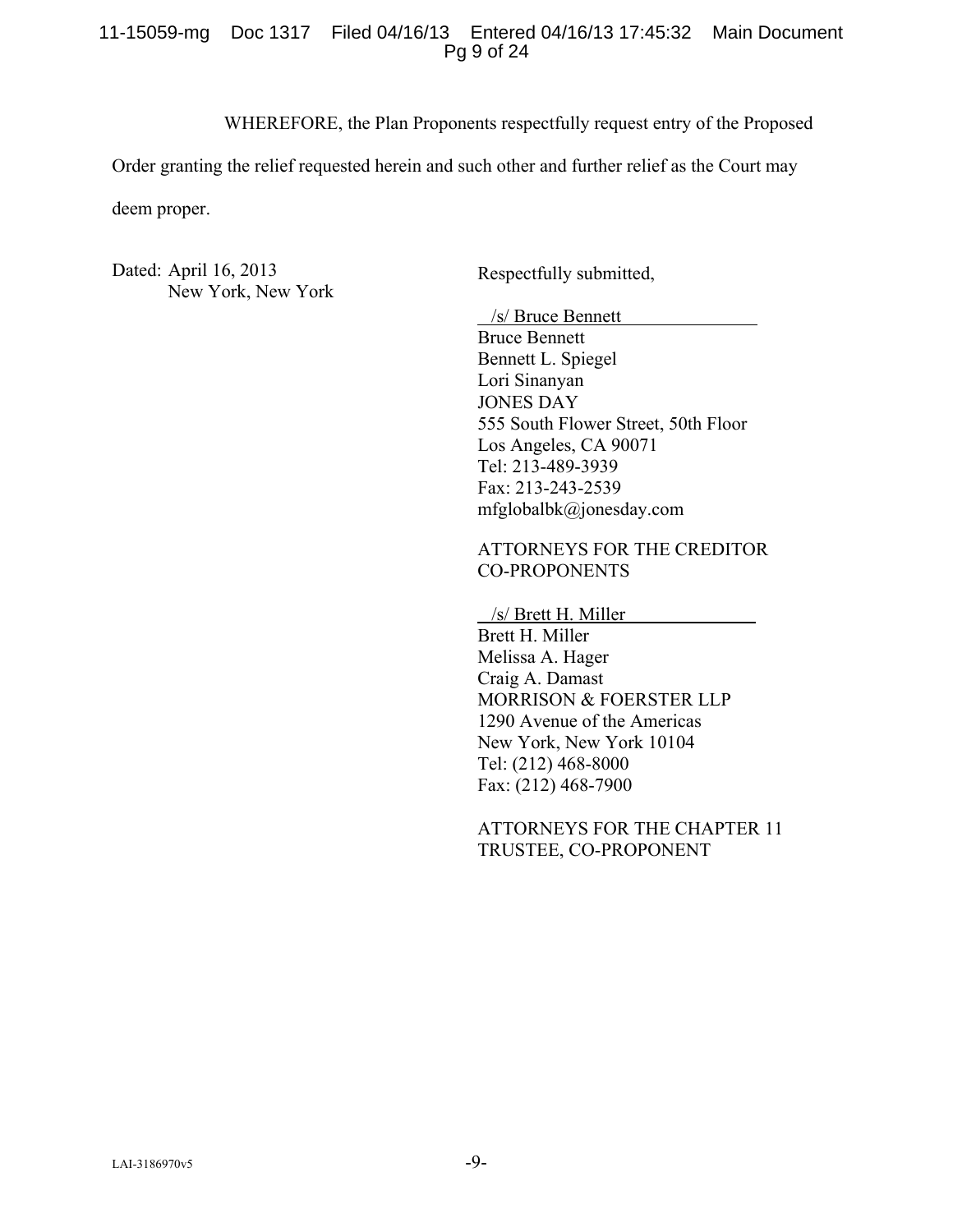WHEREFORE, the Plan Proponents respectfully request entry of the Proposed Order granting the relief requested herein and such other and further relief as the Court may deem proper.

Dated: April 16, 2013
New York, New York

Respectfully submitted,

/s/ Bruce Bennett
Bruce Bennett
Bennett L. Spiegel
Lori Sinanyan
JONES DAY
555 South Flower Street, 50th Floor
Los Angeles, CA 90071
Tel: 213-489-3939
Fax: 213-243-2539
mfglobalbk@jonesday.com

ATTORNEYS FOR THE CREDITOR CO-PROPONENTS

/s/ Brett H. Miller
Brett H. Miller
Melissa A. Hager
Craig A. Damast
MORRISON & FOERSTER LLP
1290 Avenue of the Americas
New York, New York 10104
Tel: (212) 468-8000
Fax: (212) 468-7900

ATTORNEYS FOR THE CHAPTER 11 TRUSTEE, CO-PROPONENT

LAI-3186970v5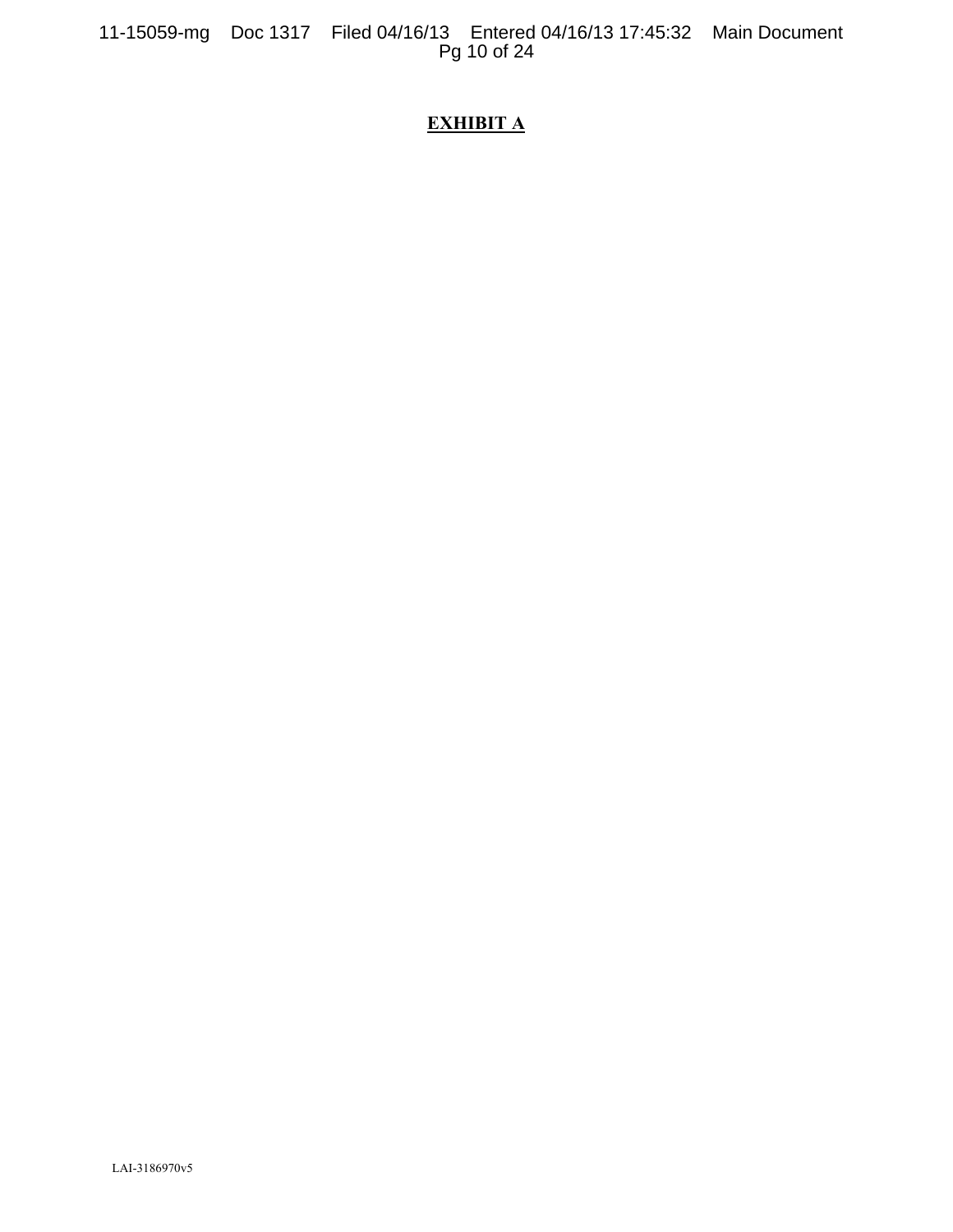**EXHIBIT A**

LAI-3186970v5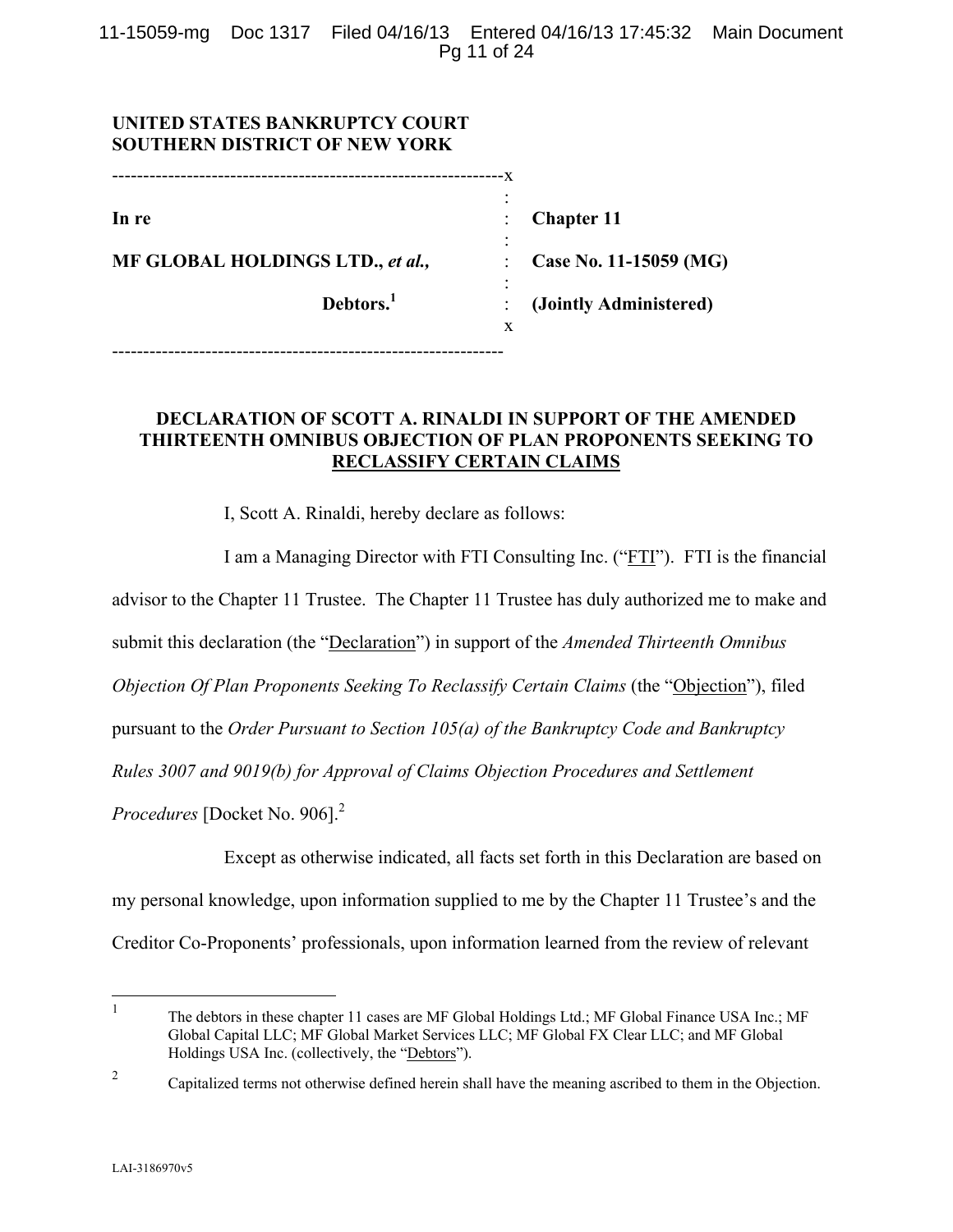**UNITED STATES BANKRUPTCY COURT**
**SOUTHERN DISTRICT OF NEW YORK**

| | | |
|---|---|---|
| **In re** | : | **Chapter 11** |
| **MF GLOBAL HOLDINGS LTD.,** ***et al.,*** | : | **Case No. 11-15059 (MG)** |
| **Debtors.**[1] | : | **(Jointly Administered)** |

## DECLARATION OF SCOTT A. RINALDI IN SUPPORT OF THE AMENDED THIRTEENTH OMNIBUS OBJECTION OF PLAN PROPONENTS SEEKING TO RECLASSIFY CERTAIN CLAIMS

I, Scott A. Rinaldi, hereby declare as follows:

I am a Managing Director with FTI Consulting Inc. ("FTI"). FTI is the financial advisor to the Chapter 11 Trustee. The Chapter 11 Trustee has duly authorized me to make and submit this declaration (the "Declaration") in support of the *Amended Thirteenth Omnibus Objection Of Plan Proponents Seeking To Reclassify Certain Claims* (the "Objection"), filed pursuant to the *Order Pursuant to Section 105(a) of the Bankruptcy Code and Bankruptcy Rules 3007 and 9019(b) for Approval of Claims Objection Procedures and Settlement Procedures* [Docket No. 906].[2]

Except as otherwise indicated, all facts set forth in this Declaration are based on my personal knowledge, upon information supplied to me by the Chapter 11 Trustee's and the Creditor Co-Proponents' professionals, upon information learned from the review of relevant

---

[1] The debtors in these chapter 11 cases are MF Global Holdings Ltd.; MF Global Finance USA Inc.; MF Global Capital LLC; MF Global Market Services LLC; MF Global FX Clear LLC; and MF Global Holdings USA Inc. (collectively, the "Debtors").

[2] Capitalized terms not otherwise defined herein shall have the meaning ascribed to them in the Objection.

LAI-3186970v5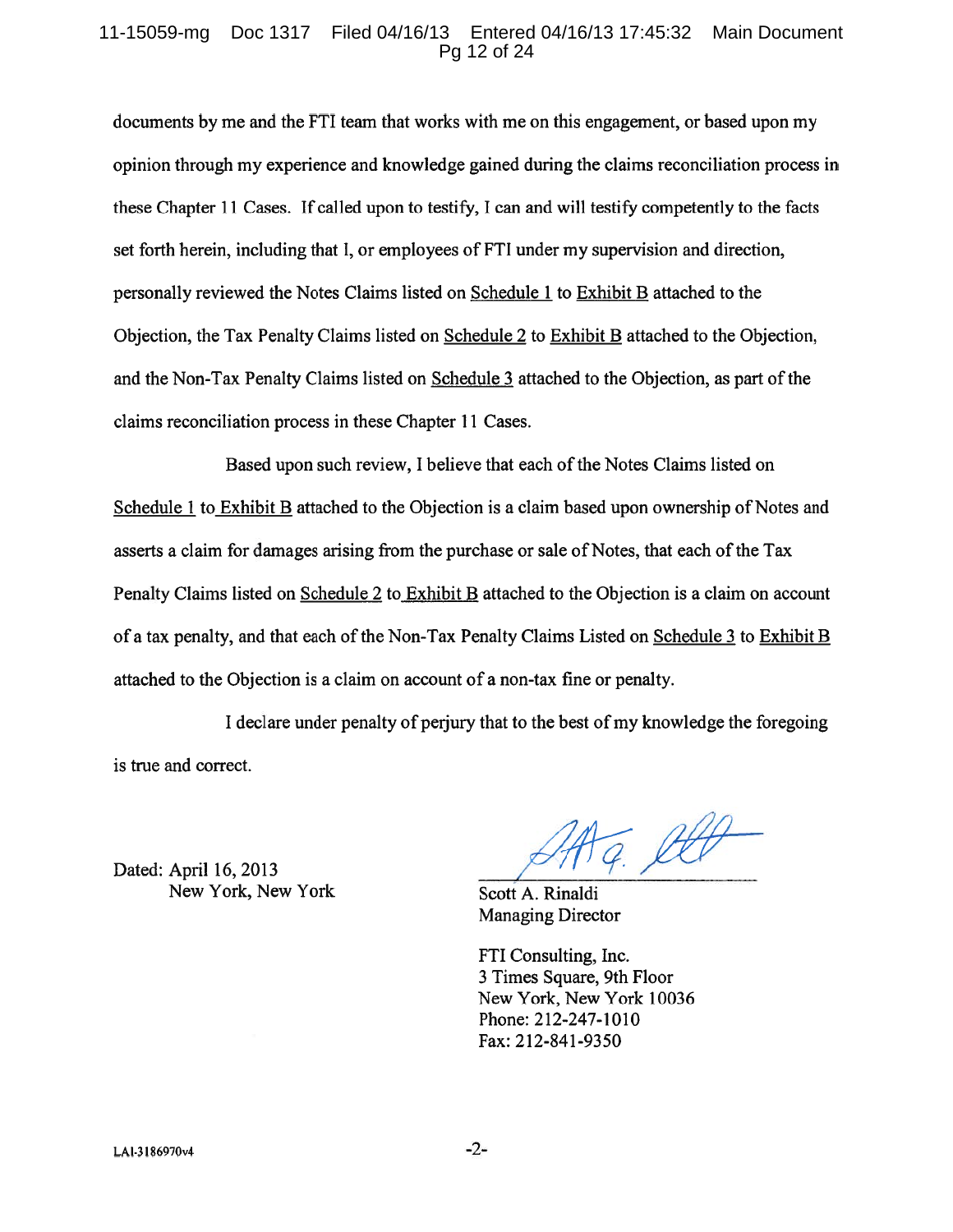documents by me and the FTI team that works with me on this engagement, or based upon my opinion through my experience and knowledge gained during the claims reconciliation process in these Chapter 11 Cases. If called upon to testify, I can and will testify competently to the facts set forth herein, including that I, or employees of FTI under my supervision and direction, personally reviewed the Notes Claims listed on Schedule 1 to Exhibit B attached to the Objection, the Tax Penalty Claims listed on Schedule 2 to Exhibit B attached to the Objection, and the Non-Tax Penalty Claims listed on Schedule 3 attached to the Objection, as part of the claims reconciliation process in these Chapter 11 Cases.

Based upon such review, I believe that each of the Notes Claims listed on Schedule 1 to Exhibit B attached to the Objection is a claim based upon ownership of Notes and asserts a claim for damages arising from the purchase or sale of Notes, that each of the Tax Penalty Claims listed on Schedule 2 to Exhibit B attached to the Objection is a claim on account of a tax penalty, and that each of the Non-Tax Penalty Claims Listed on Schedule 3 to Exhibit B attached to the Objection is a claim on account of a non-tax fine or penalty.

I declare under penalty of perjury that to the best of my knowledge the foregoing is true and correct.

Dated: April 16, 2013
New York, New York

Scott A. Rinaldi
Managing Director

FTI Consulting, Inc.
3 Times Square, 9th Floor
New York, New York 10036
Phone: 212-247-1010
Fax: 212-841-9350

LAI-3186970v4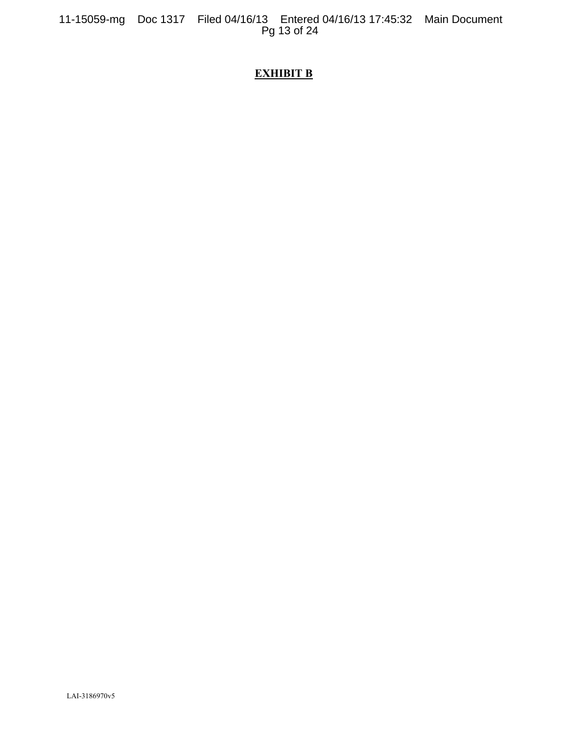**EXHIBIT B**

LAI-3186970v5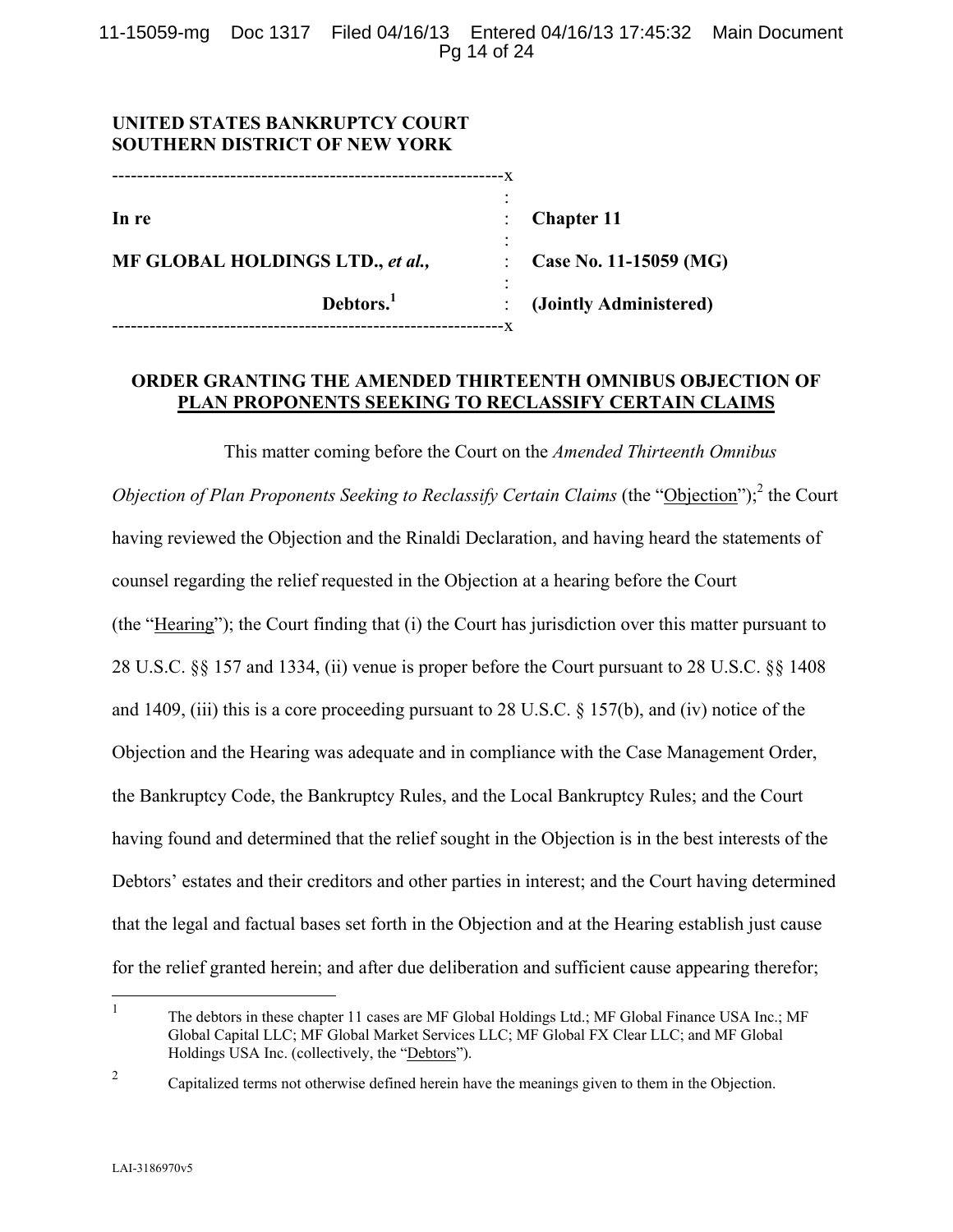**UNITED STATES BANKRUPTCY COURT**
**SOUTHERN DISTRICT OF NEW YORK**

| | | |
|---|---|---|
| **In re** | : | **Chapter 11** |
| **MF GLOBAL HOLDINGS LTD.,** ***et al.,*** | : | **Case No. 11-15059 (MG)** |
| **Debtors.**[1] | : | **(Jointly Administered)** |

**ORDER GRANTING THE AMENDED THIRTEENTH OMNIBUS OBJECTION OF PLAN PROPONENTS SEEKING TO RECLASSIFY CERTAIN CLAIMS**

This matter coming before the Court on the *Amended Thirteenth Omnibus Objection of Plan Proponents Seeking to Reclassify Certain Claims* (the "Objection");[2] the Court having reviewed the Objection and the Rinaldi Declaration, and having heard the statements of counsel regarding the relief requested in the Objection at a hearing before the Court (the "Hearing"); the Court finding that (i) the Court has jurisdiction over this matter pursuant to 28 U.S.C. §§ 157 and 1334, (ii) venue is proper before the Court pursuant to 28 U.S.C. §§ 1408 and 1409, (iii) this is a core proceeding pursuant to 28 U.S.C. § 157(b), and (iv) notice of the Objection and the Hearing was adequate and in compliance with the Case Management Order, the Bankruptcy Code, the Bankruptcy Rules, and the Local Bankruptcy Rules; and the Court having found and determined that the relief sought in the Objection is in the best interests of the Debtors' estates and their creditors and other parties in interest; and the Court having determined that the legal and factual bases set forth in the Objection and at the Hearing establish just cause for the relief granted herein; and after due deliberation and sufficient cause appearing therefor;

[1] The debtors in these chapter 11 cases are MF Global Holdings Ltd.; MF Global Finance USA Inc.; MF Global Capital LLC; MF Global Market Services LLC; MF Global FX Clear LLC; and MF Global Holdings USA Inc. (collectively, the "Debtors").

[2] Capitalized terms not otherwise defined herein have the meanings given to them in the Objection.

LAI-3186970v5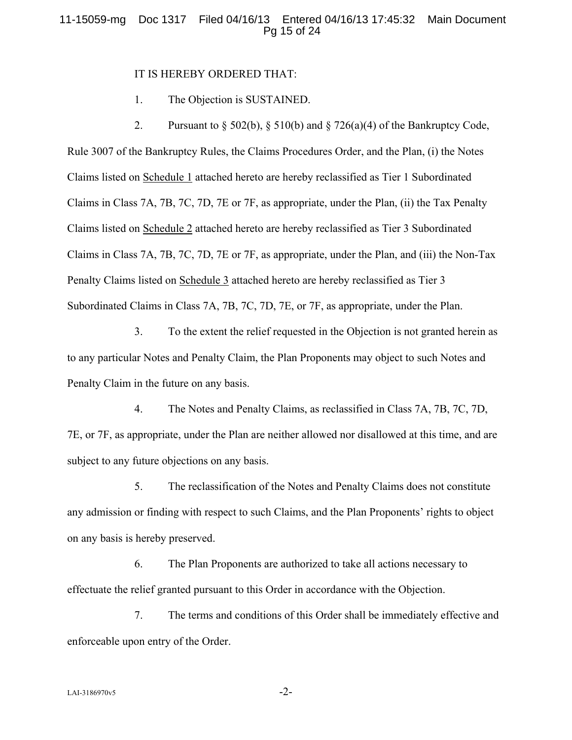IT IS HEREBY ORDERED THAT:

1. The Objection is SUSTAINED.

2. Pursuant to § 502(b), § 510(b) and § 726(a)(4) of the Bankruptcy Code, Rule 3007 of the Bankruptcy Rules, the Claims Procedures Order, and the Plan, (i) the Notes Claims listed on Schedule 1 attached hereto are hereby reclassified as Tier 1 Subordinated Claims in Class 7A, 7B, 7C, 7D, 7E or 7F, as appropriate, under the Plan, (ii) the Tax Penalty Claims listed on Schedule 2 attached hereto are hereby reclassified as Tier 3 Subordinated Claims in Class 7A, 7B, 7C, 7D, 7E or 7F, as appropriate, under the Plan, and (iii) the Non-Tax Penalty Claims listed on Schedule 3 attached hereto are hereby reclassified as Tier 3 Subordinated Claims in Class 7A, 7B, 7C, 7D, 7E, or 7F, as appropriate, under the Plan.

3. To the extent the relief requested in the Objection is not granted herein as to any particular Notes and Penalty Claim, the Plan Proponents may object to such Notes and Penalty Claim in the future on any basis.

4. The Notes and Penalty Claims, as reclassified in Class 7A, 7B, 7C, 7D, 7E, or 7F, as appropriate, under the Plan are neither allowed nor disallowed at this time, and are subject to any future objections on any basis.

5. The reclassification of the Notes and Penalty Claims does not constitute any admission or finding with respect to such Claims, and the Plan Proponents' rights to object on any basis is hereby preserved.

6. The Plan Proponents are authorized to take all actions necessary to effectuate the relief granted pursuant to this Order in accordance with the Objection.

7. The terms and conditions of this Order shall be immediately effective and enforceable upon entry of the Order.

LAI-3186970v5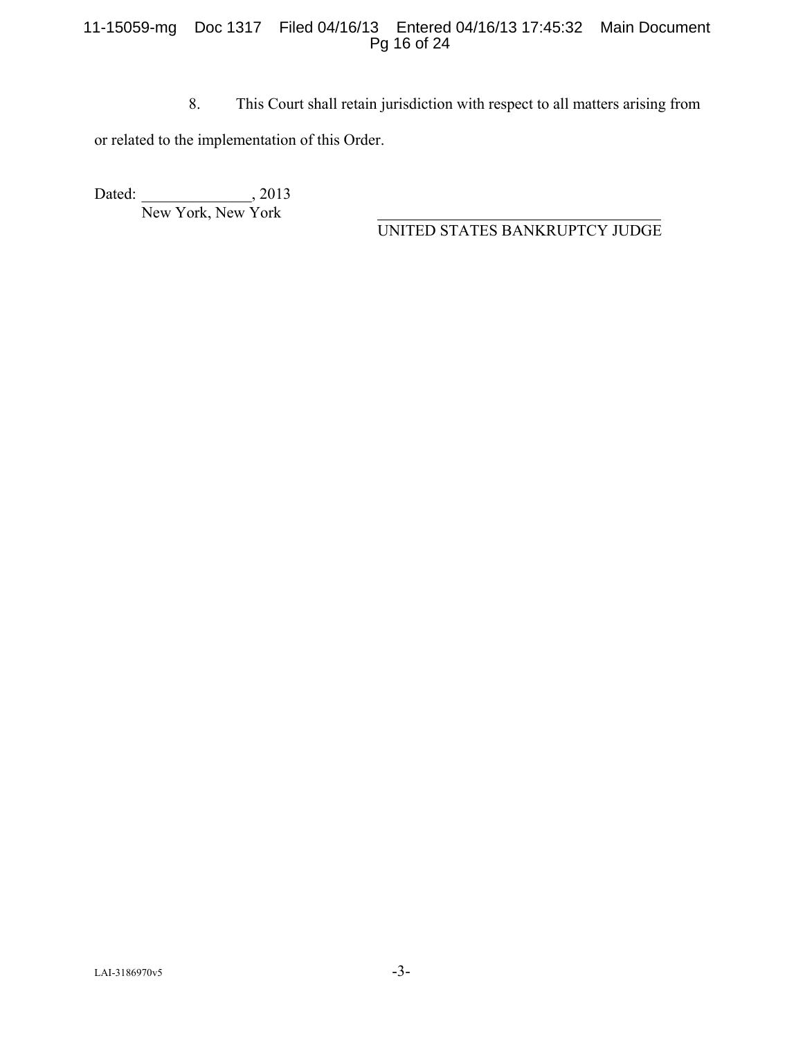8. This Court shall retain jurisdiction with respect to all matters arising from or related to the implementation of this Order.

Dated: ______________, 2013
New York, New York

_____________________________________
UNITED STATES BANKRUPTCY JUDGE

LAI-3186970v5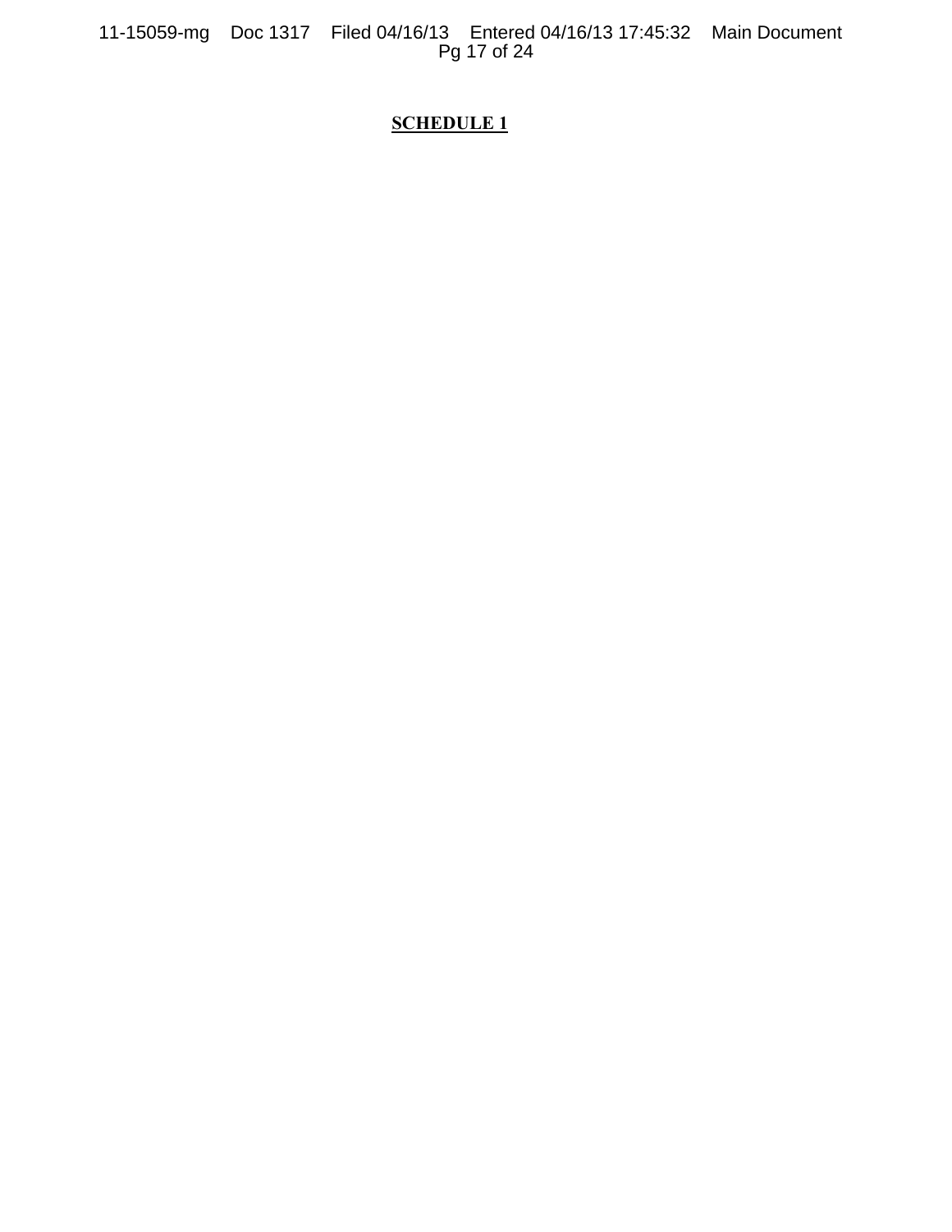**SCHEDULE 1**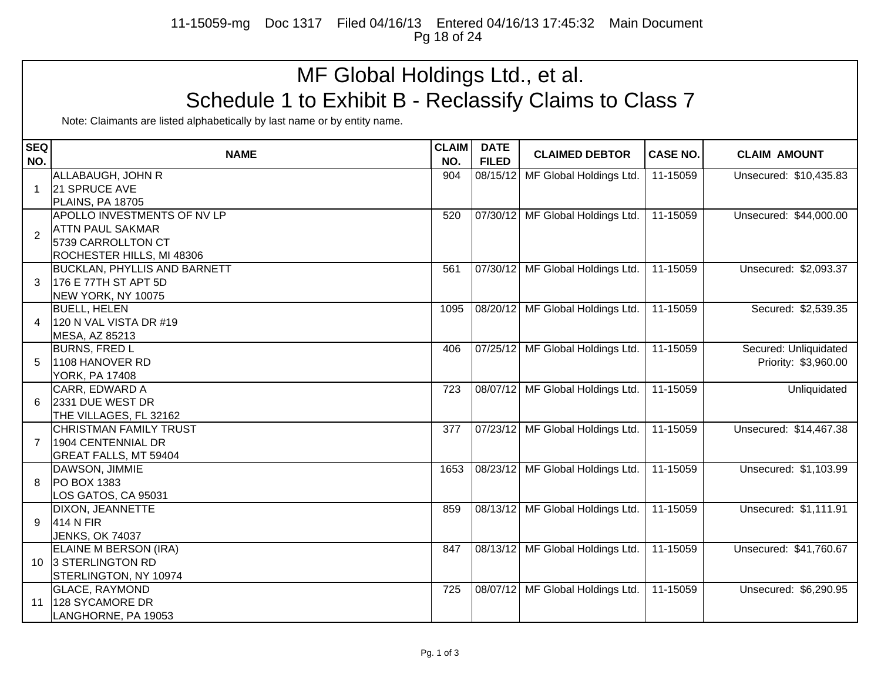# MF Global Holdings Ltd., et al.

## Schedule 1 to Exhibit B - Reclassify Claims to Class 7

Note: Claimants are listed alphabetically by last name or by entity name.

| SEQ NO. | NAME | CLAIM NO. | DATE FILED | CLAIMED DEBTOR | CASE NO. | CLAIM AMOUNT |
|---|---|---|---|---|---|---|
| 1 | ALLABAUGH, JOHN R<br>21 SPRUCE AVE<br>PLAINS, PA 18705 | 904 | 08/15/12 | MF Global Holdings Ltd. | 11-15059 | Unsecured: $10,435.83 |
| 2 | APOLLO INVESTMENTS OF NV LP<br>ATTN PAUL SAKMAR<br>5739 CARROLLTON CT<br>ROCHESTER HILLS, MI 48306 | 520 | 07/30/12 | MF Global Holdings Ltd. | 11-15059 | Unsecured: $44,000.00 |
| 3 | BUCKLAN, PHYLLIS AND BARNETT<br>176 E 77TH ST APT 5D<br>NEW YORK, NY 10075 | 561 | 07/30/12 | MF Global Holdings Ltd. | 11-15059 | Unsecured: $2,093.37 |
| 4 | BUELL, HELEN<br>120 N VAL VISTA DR #19<br>MESA, AZ 85213 | 1095 | 08/20/12 | MF Global Holdings Ltd. | 11-15059 | Secured: $2,539.35 |
| 5 | BURNS, FRED L<br>1108 HANOVER RD<br>YORK, PA 17408 | 406 | 07/25/12 | MF Global Holdings Ltd. | 11-15059 | Secured: Unliquidated<br>Priority: $3,960.00 |
| 6 | CARR, EDWARD A<br>2331 DUE WEST DR<br>THE VILLAGES, FL 32162 | 723 | 08/07/12 | MF Global Holdings Ltd. | 11-15059 | Unliquidated |
| 7 | CHRISTMAN FAMILY TRUST<br>1904 CENTENNIAL DR<br>GREAT FALLS, MT 59404 | 377 | 07/23/12 | MF Global Holdings Ltd. | 11-15059 | Unsecured: $14,467.38 |
| 8 | DAWSON, JIMMIE<br>PO BOX 1383<br>LOS GATOS, CA 95031 | 1653 | 08/23/12 | MF Global Holdings Ltd. | 11-15059 | Unsecured: $1,103.99 |
| 9 | DIXON, JEANNETTE<br>414 N FIR<br>JENKS, OK 74037 | 859 | 08/13/12 | MF Global Holdings Ltd. | 11-15059 | Unsecured: $1,111.91 |
| 10 | ELAINE M BERSON (IRA)<br>3 STERLINGTON RD<br>STERLINGTON, NY 10974 | 847 | 08/13/12 | MF Global Holdings Ltd. | 11-15059 | Unsecured: $41,760.67 |
| 11 | GLACE, RAYMOND<br>128 SYCAMORE DR<br>LANGHORNE, PA 19053 | 725 | 08/07/12 | MF Global Holdings Ltd. | 11-15059 | Unsecured: $6,290.95 |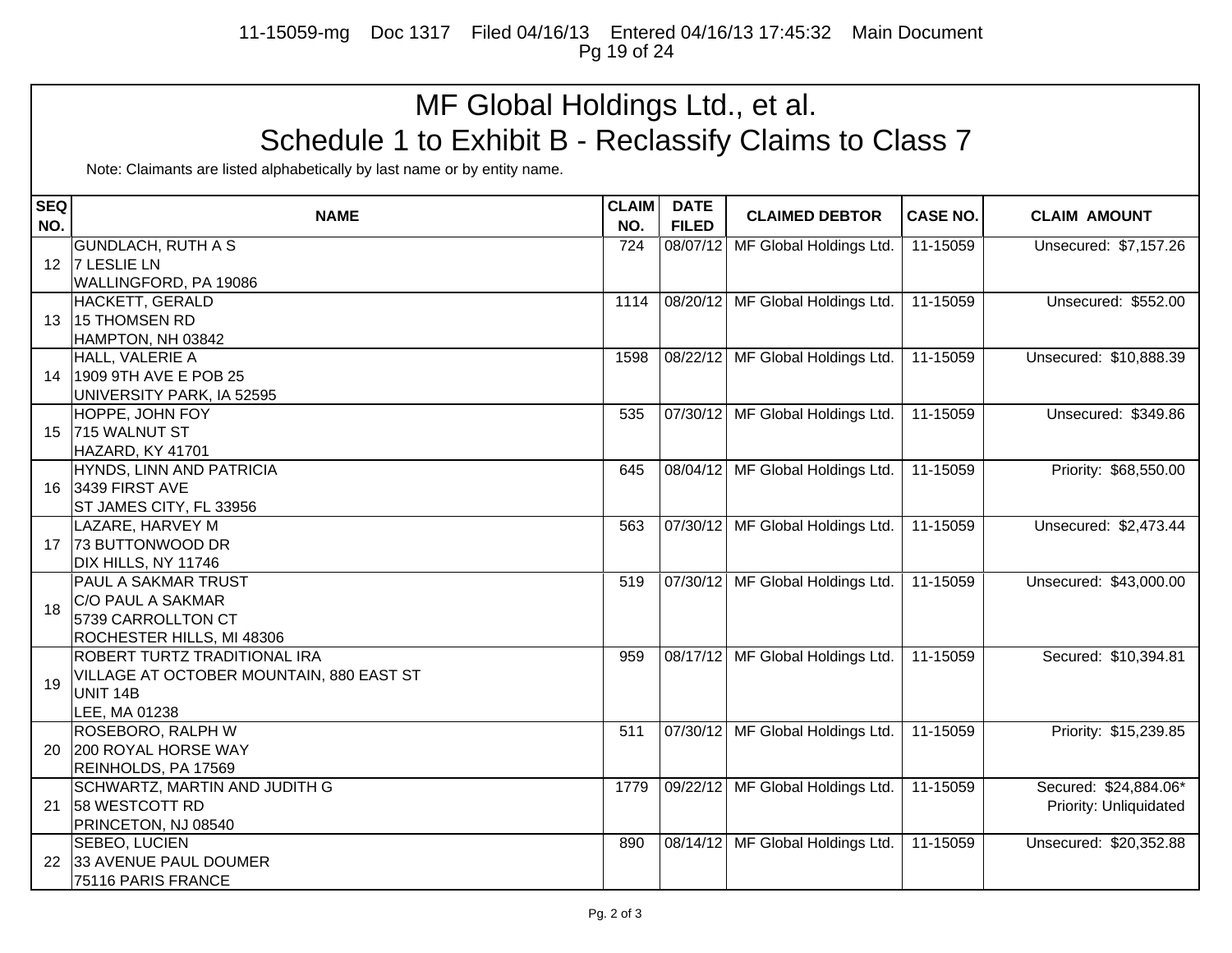# MF Global Holdings Ltd., et al.

## Schedule 1 to Exhibit B - Reclassify Claims to Class 7

Note: Claimants are listed alphabetically by last name or by entity name.

| SEQ NO. | NAME | CLAIM NO. | DATE FILED | CLAIMED DEBTOR | CASE NO. | CLAIM AMOUNT |
|---|---|---|---|---|---|---|
| 12 | GUNDLACH, RUTH A S<br>7 LESLIE LN<br>WALLINGFORD, PA 19086 | 724 | 08/07/12 | MF Global Holdings Ltd. | 11-15059 | Unsecured: $7,157.26 |
| 13 | HACKETT, GERALD<br>15 THOMSEN RD<br>HAMPTON, NH 03842 | 1114 | 08/20/12 | MF Global Holdings Ltd. | 11-15059 | Unsecured: $552.00 |
| 14 | HALL, VALERIE A<br>1909 9TH AVE E POB 25<br>UNIVERSITY PARK, IA 52595 | 1598 | 08/22/12 | MF Global Holdings Ltd. | 11-15059 | Unsecured: $10,888.39 |
| 15 | HOPPE, JOHN FOY<br>715 WALNUT ST<br>HAZARD, KY 41701 | 535 | 07/30/12 | MF Global Holdings Ltd. | 11-15059 | Unsecured: $349.86 |
| 16 | HYNDS, LINN AND PATRICIA<br>3439 FIRST AVE<br>ST JAMES CITY, FL 33956 | 645 | 08/04/12 | MF Global Holdings Ltd. | 11-15059 | Priority: $68,550.00 |
| 17 | LAZARE, HARVEY M<br>73 BUTTONWOOD DR<br>DIX HILLS, NY 11746 | 563 | 07/30/12 | MF Global Holdings Ltd. | 11-15059 | Unsecured: $2,473.44 |
| 18 | PAUL A SAKMAR TRUST<br>C/O PAUL A SAKMAR<br>5739 CARROLLTON CT<br>ROCHESTER HILLS, MI 48306 | 519 | 07/30/12 | MF Global Holdings Ltd. | 11-15059 | Unsecured: $43,000.00 |
| 19 | ROBERT TURTZ TRADITIONAL IRA<br>VILLAGE AT OCTOBER MOUNTAIN, 880 EAST ST<br>UNIT 14B<br>LEE, MA 01238 | 959 | 08/17/12 | MF Global Holdings Ltd. | 11-15059 | Secured: $10,394.81 |
| 20 | ROSEBORO, RALPH W<br>200 ROYAL HORSE WAY<br>REINHOLDS, PA 17569 | 511 | 07/30/12 | MF Global Holdings Ltd. | 11-15059 | Priority: $15,239.85 |
| 21 | SCHWARTZ, MARTIN AND JUDITH G<br>58 WESTCOTT RD<br>PRINCETON, NJ 08540 | 1779 | 09/22/12 | MF Global Holdings Ltd. | 11-15059 | Secured: $24,884.06*<br>Priority: Unliquidated |
| 22 | SEBEO, LUCIEN<br>33 AVENUE PAUL DOUMER<br>75116 PARIS FRANCE | 890 | 08/14/12 | MF Global Holdings Ltd. | 11-15059 | Unsecured: $20,352.88 |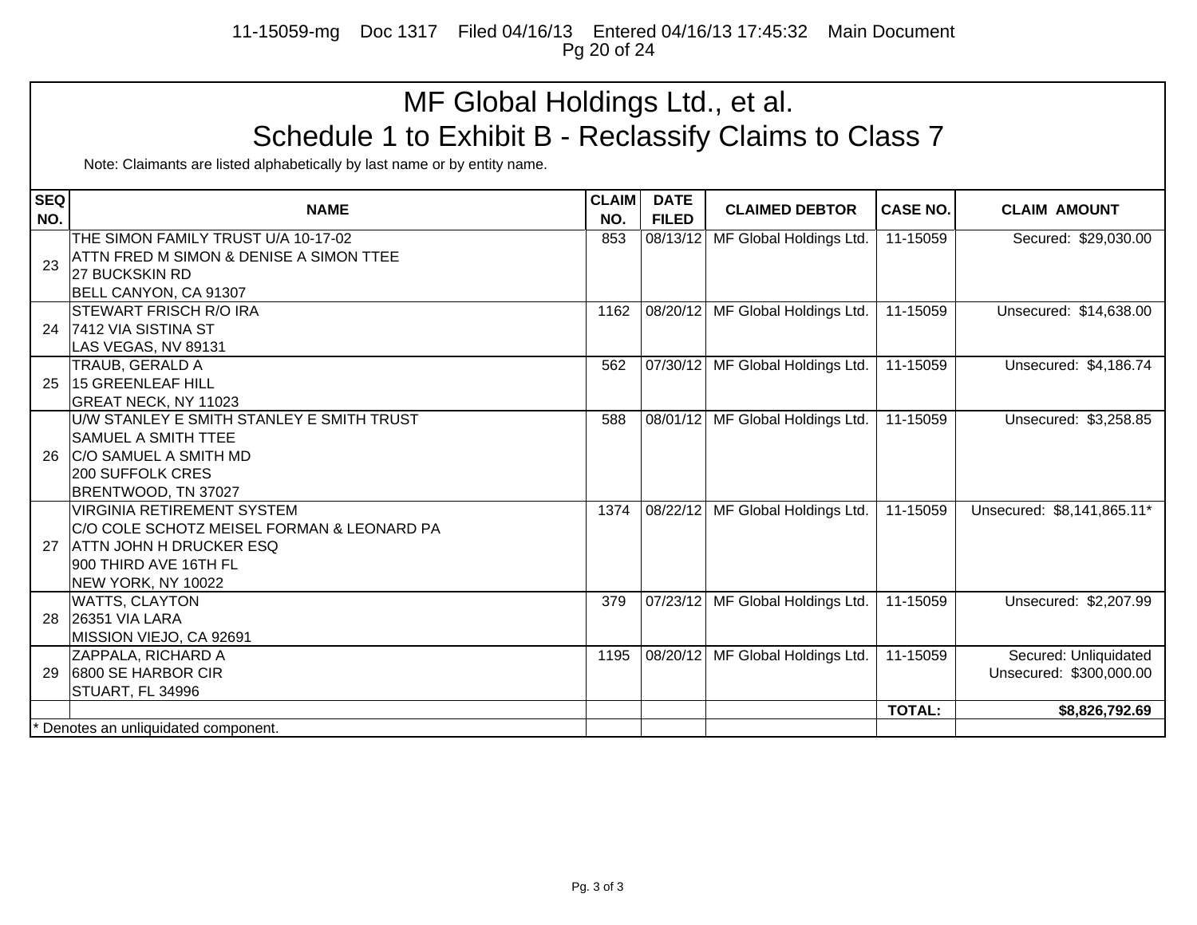# MF Global Holdings Ltd., et al.

## Schedule 1 to Exhibit B - Reclassify Claims to Class 7

Note: Claimants are listed alphabetically by last name or by entity name.

| SEQ NO. | NAME | CLAIM NO. | DATE FILED | CLAIMED DEBTOR | CASE NO. | CLAIM AMOUNT |
|---|---|---|---|---|---|---|
| 23 | THE SIMON FAMILY TRUST U/A 10-17-02<br>ATTN FRED M SIMON & DENISE A SIMON TTEE<br>27 BUCKSKIN RD<br>BELL CANYON, CA 91307 | 853 | 08/13/12 | MF Global Holdings Ltd. | 11-15059 | Secured: $29,030.00 |
| 24 | STEWART FRISCH R/O IRA<br>7412 VIA SISTINA ST<br>LAS VEGAS, NV 89131 | 1162 | 08/20/12 | MF Global Holdings Ltd. | 11-15059 | Unsecured: $14,638.00 |
| 25 | TRAUB, GERALD A<br>15 GREENLEAF HILL<br>GREAT NECK, NY 11023 | 562 | 07/30/12 | MF Global Holdings Ltd. | 11-15059 | Unsecured: $4,186.74 |
| 26 | U/W STANLEY E SMITH STANLEY E SMITH TRUST<br>SAMUEL A SMITH TTEE<br>C/O SAMUEL A SMITH MD<br>200 SUFFOLK CRES<br>BRENTWOOD, TN 37027 | 588 | 08/01/12 | MF Global Holdings Ltd. | 11-15059 | Unsecured: $3,258.85 |
| 27 | VIRGINIA RETIREMENT SYSTEM<br>C/O COLE SCHOTZ MEISEL FORMAN & LEONARD PA<br>ATTN JOHN H DRUCKER ESQ<br>900 THIRD AVE 16TH FL<br>NEW YORK, NY 10022 | 1374 | 08/22/12 | MF Global Holdings Ltd. | 11-15059 | Unsecured: $8,141,865.11* |
| 28 | WATTS, CLAYTON<br>26351 VIA LARA<br>MISSION VIEJO, CA 92691 | 379 | 07/23/12 | MF Global Holdings Ltd. | 11-15059 | Unsecured: $2,207.99 |
| 29 | ZAPPALA, RICHARD A<br>6800 SE HARBOR CIR<br>STUART, FL 34996 | 1195 | 08/20/12 | MF Global Holdings Ltd. | 11-15059 | Secured: Unliquidated<br>Unsecured: $300,000.00 |
| | | | | | **TOTAL:** | **$8,826,792.69** |

* Denotes an unliquidated component.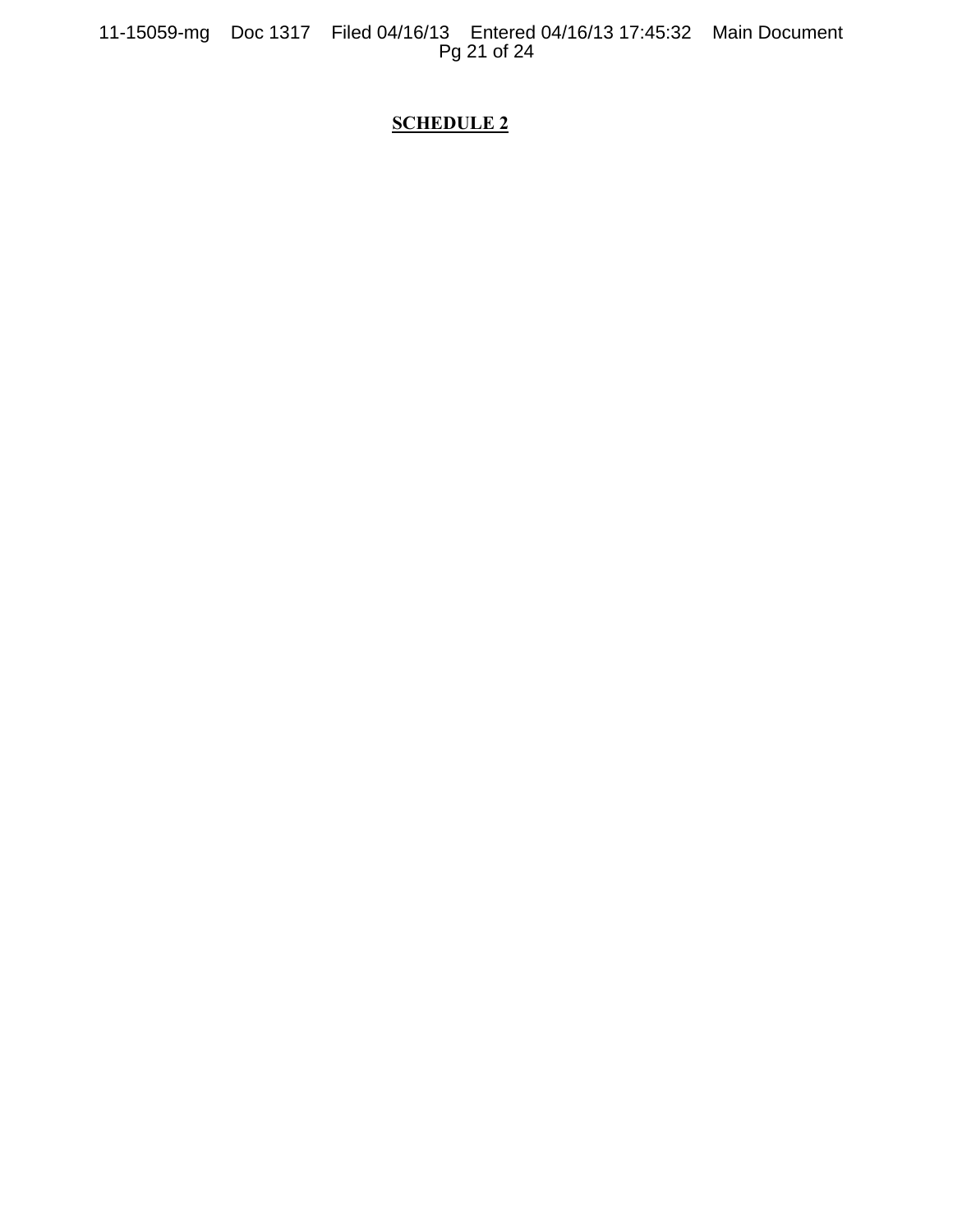**SCHEDULE 2**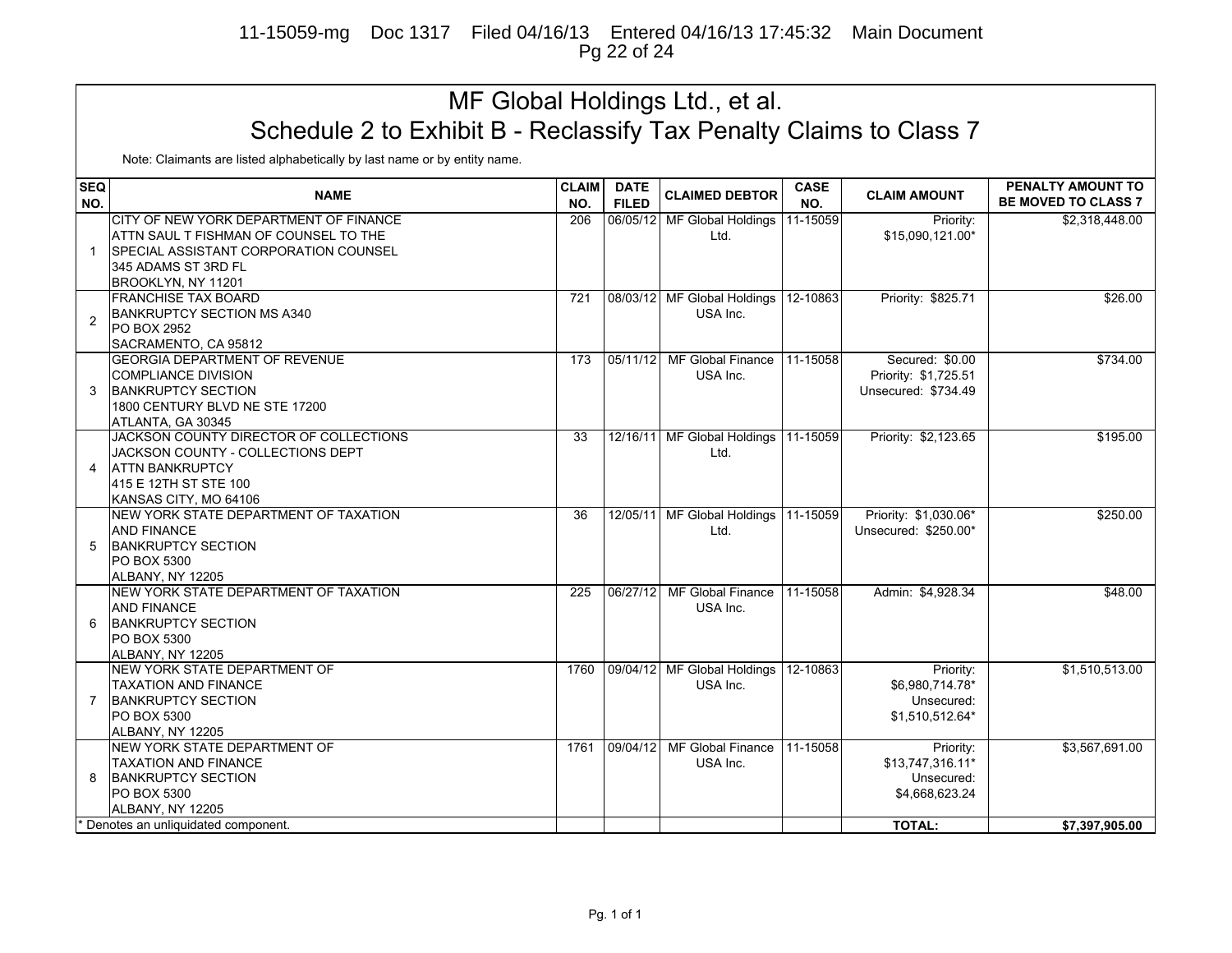# MF Global Holdings Ltd., et al.

## Schedule 2 to Exhibit B - Reclassify Tax Penalty Claims to Class 7

Note: Claimants are listed alphabetically by last name or by entity name.

| SEQ NO. | NAME | CLAIM NO. | DATE FILED | CLAIMED DEBTOR | CASE NO. | CLAIM AMOUNT | PENALTY AMOUNT TO BE MOVED TO CLASS 7 |
|---|---|---|---|---|---|---|---|
| 1 | CITY OF NEW YORK DEPARTMENT OF FINANCE<br>ATTN SAUL T FISHMAN OF COUNSEL TO THE<br>SPECIAL ASSISTANT CORPORATION COUNSEL<br>345 ADAMS ST 3RD FL<br>BROOKLYN, NY 11201 | 206 | 06/05/12 | MF Global Holdings Ltd. | 11-15059 | Priority: $15,090,121.00* | $2,318,448.00 |
| 2 | FRANCHISE TAX BOARD<br>BANKRUPTCY SECTION MS A340<br>PO BOX 2952<br>SACRAMENTO, CA 95812 | 721 | 08/03/12 | MF Global Holdings USA Inc. | 12-10863 | Priority: $825.71 | $26.00 |
| 3 | GEORGIA DEPARTMENT OF REVENUE<br>COMPLIANCE DIVISION<br>BANKRUPTCY SECTION<br>1800 CENTURY BLVD NE STE 17200<br>ATLANTA, GA 30345 | 173 | 05/11/12 | MF Global Finance USA Inc. | 11-15058 | Secured: $0.00<br>Priority: $1,725.51<br>Unsecured: $734.49 | $734.00 |
| 4 | JACKSON COUNTY DIRECTOR OF COLLECTIONS<br>JACKSON COUNTY - COLLECTIONS DEPT<br>ATTN BANKRUPTCY<br>415 E 12TH ST STE 100<br>KANSAS CITY, MO 64106 | 33 | 12/16/11 | MF Global Holdings Ltd. | 11-15059 | Priority: $2,123.65 | $195.00 |
| 5 | NEW YORK STATE DEPARTMENT OF TAXATION<br>AND FINANCE<br>BANKRUPTCY SECTION<br>PO BOX 5300<br>ALBANY, NY 12205 | 36 | 12/05/11 | MF Global Holdings Ltd. | 11-15059 | Priority: $1,030.06*<br>Unsecured: $250.00* | $250.00 |
| 6 | NEW YORK STATE DEPARTMENT OF TAXATION<br>AND FINANCE<br>BANKRUPTCY SECTION<br>PO BOX 5300<br>ALBANY, NY 12205 | 225 | 06/27/12 | MF Global Finance USA Inc. | 11-15058 | Admin: $4,928.34 | $48.00 |
| 7 | NEW YORK STATE DEPARTMENT OF<br>TAXATION AND FINANCE<br>BANKRUPTCY SECTION<br>PO BOX 5300<br>ALBANY, NY 12205 | 1760 | 09/04/12 | MF Global Holdings USA Inc. | 12-10863 | Priority: $6,980,714.78*<br>Unsecured: $1,510,512.64* | $1,510,513.00 |
| 8 | NEW YORK STATE DEPARTMENT OF<br>TAXATION AND FINANCE<br>BANKRUPTCY SECTION<br>PO BOX 5300<br>ALBANY, NY 12205 | 1761 | 09/04/12 | MF Global Finance USA Inc. | 11-15058 | Priority: $13,747,316.11*<br>Unsecured: $4,668,623.24 | $3,567,691.00 |
| * Denotes an unliquidated component. | | | | | | **TOTAL:** | **$7,397,905.00** |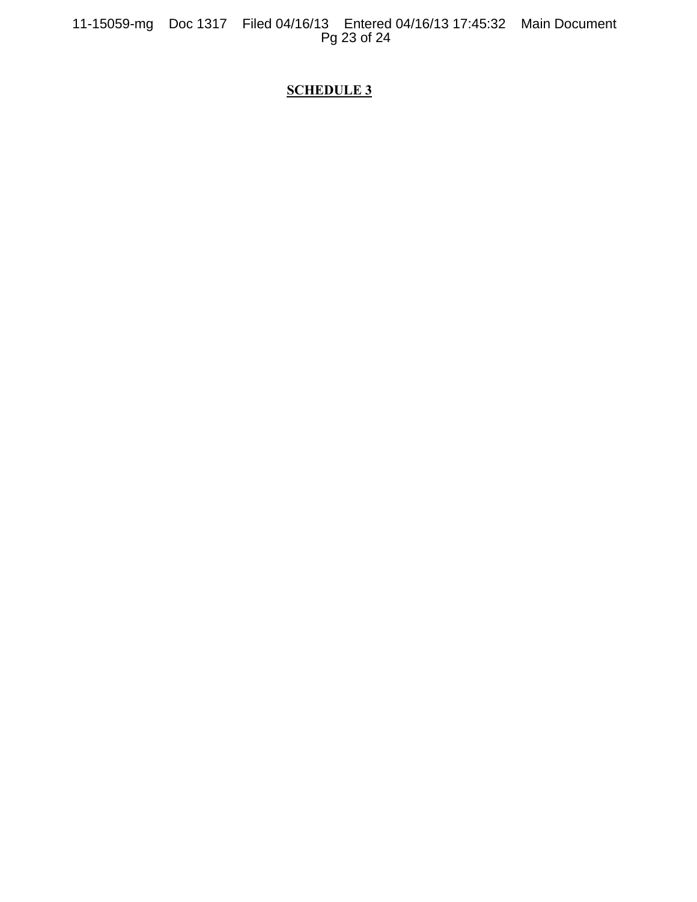**SCHEDULE 3**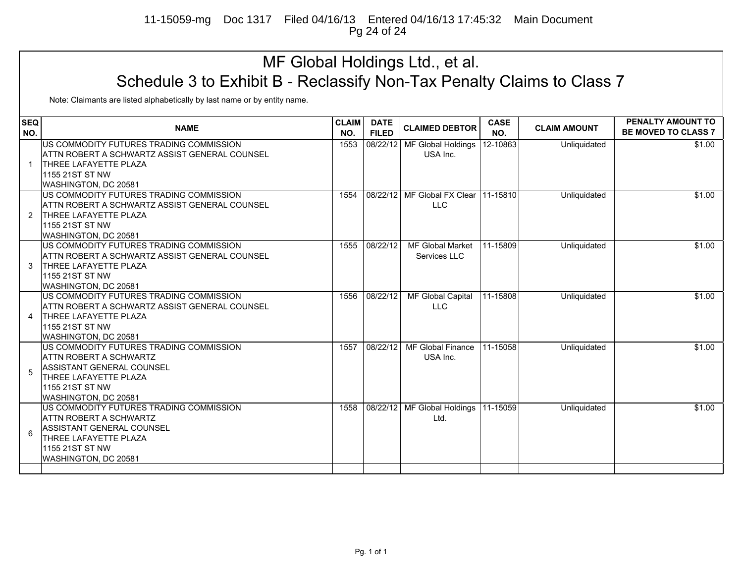# MF Global Holdings Ltd., et al.

## Schedule 3 to Exhibit B - Reclassify Non-Tax Penalty Claims to Class 7

Note: Claimants are listed alphabetically by last name or by entity name.

| SEQ NO. | NAME | CLAIM NO. | DATE FILED | CLAIMED DEBTOR | CASE NO. | CLAIM AMOUNT | PENALTY AMOUNT TO BE MOVED TO CLASS 7 |
|---|---|---|---|---|---|---|---|
| 1 | US COMMODITY FUTURES TRADING COMMISSION<br>ATTN ROBERT A SCHWARTZ ASSIST GENERAL COUNSEL<br>THREE LAFAYETTE PLAZA<br>1155 21ST ST NW<br>WASHINGTON, DC 20581 | 1553 | 08/22/12 | MF Global Holdings USA Inc. | 12-10863 | Unliquidated | $1.00 |
| 2 | US COMMODITY FUTURES TRADING COMMISSION<br>ATTN ROBERT A SCHWARTZ ASSIST GENERAL COUNSEL<br>THREE LAFAYETTE PLAZA<br>1155 21ST ST NW<br>WASHINGTON, DC 20581 | 1554 | 08/22/12 | MF Global FX Clear LLC | 11-15810 | Unliquidated | $1.00 |
| 3 | US COMMODITY FUTURES TRADING COMMISSION<br>ATTN ROBERT A SCHWARTZ ASSIST GENERAL COUNSEL<br>THREE LAFAYETTE PLAZA<br>1155 21ST ST NW<br>WASHINGTON, DC 20581 | 1555 | 08/22/12 | MF Global Market Services LLC | 11-15809 | Unliquidated | $1.00 |
| 4 | US COMMODITY FUTURES TRADING COMMISSION<br>ATTN ROBERT A SCHWARTZ ASSIST GENERAL COUNSEL<br>THREE LAFAYETTE PLAZA<br>1155 21ST ST NW<br>WASHINGTON, DC 20581 | 1556 | 08/22/12 | MF Global Capital LLC | 11-15808 | Unliquidated | $1.00 |
| 5 | US COMMODITY FUTURES TRADING COMMISSION<br>ATTN ROBERT A SCHWARTZ<br>ASSISTANT GENERAL COUNSEL<br>THREE LAFAYETTE PLAZA<br>1155 21ST ST NW<br>WASHINGTON, DC 20581 | 1557 | 08/22/12 | MF Global Finance USA Inc. | 11-15058 | Unliquidated | $1.00 |
| 6 | US COMMODITY FUTURES TRADING COMMISSION<br>ATTN ROBERT A SCHWARTZ<br>ASSISTANT GENERAL COUNSEL<br>THREE LAFAYETTE PLAZA<br>1155 21ST ST NW<br>WASHINGTON, DC 20581 | 1558 | 08/22/12 | MF Global Holdings Ltd. | 11-15059 | Unliquidated | $1.00 |